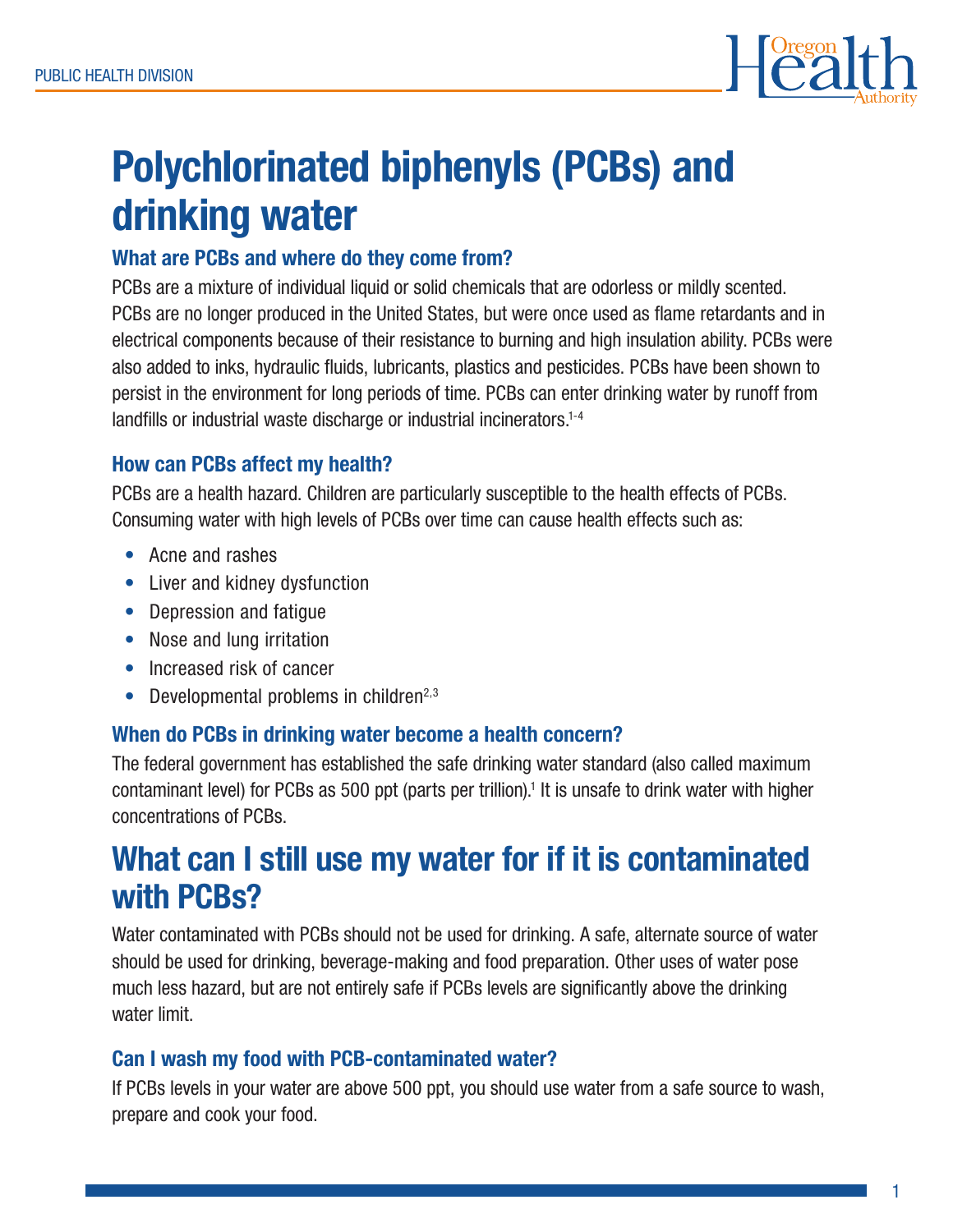PUBLIC HEALTH DIVISION

# Polychlorinated biphenyls (PCBs) and drinking water

### What are PCBs and where do they come from?

PCBs are a mixture of individual liquid or solid chemicals that are odorless or mildly scented. PCBs are no longer produced in the United States, but were once used as flame retardants and in electrical components because of their resistance to burning and high insulation ability. PCBs were also added to inks, hydraulic fluids, lubricants, plastics and pesticides. PCBs have been shown to persist in the environment for long periods of time. PCBs can enter drinking water by runoff from landfills or industrial waste discharge or industrial incinerators.[1-4]

### How can PCBs affect my health?

PCBs are a health hazard. Children are particularly susceptible to the health effects of PCBs. Consuming water with high levels of PCBs over time can cause health effects such as:

- Acne and rashes
- Liver and kidney dysfunction
- Depression and fatigue
- Nose and lung irritation
- Increased risk of cancer
- Developmental problems in children[2,3]

### When do PCBs in drinking water become a health concern?

The federal government has established the safe drinking water standard (also called maximum contaminant level) for PCBs as 500 ppt (parts per trillion).[1] It is unsafe to drink water with higher concentrations of PCBs.

## What can I still use my water for if it is contaminated with PCBs?

Water contaminated with PCBs should not be used for drinking. A safe, alternate source of water should be used for drinking, beverage-making and food preparation. Other uses of water pose much less hazard, but are not entirely safe if PCBs levels are significantly above the drinking water limit.

### Can I wash my food with PCB-contaminated water?

If PCBs levels in your water are above 500 ppt, you should use water from a safe source to wash, prepare and cook your food.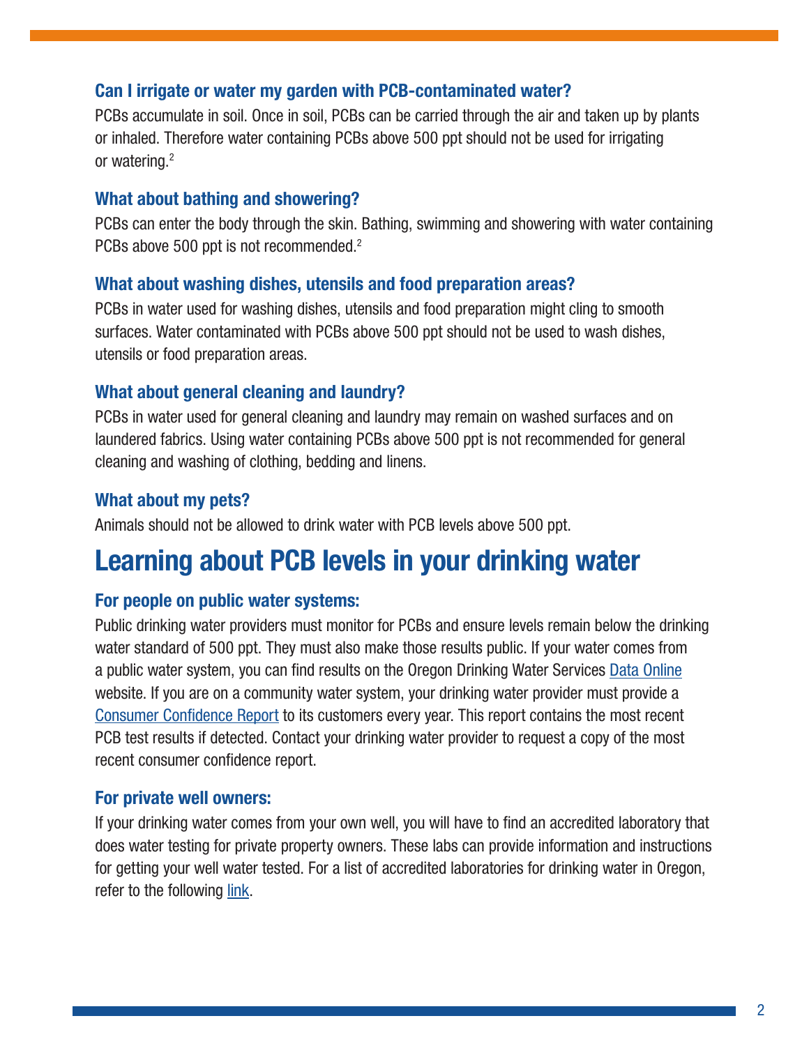### Can I irrigate or water my garden with PCB-contaminated water?

PCBs accumulate in soil. Once in soil, PCBs can be carried through the air and taken up by plants or inhaled. Therefore water containing PCBs above 500 ppt should not be used for irrigating or watering.[2]

### What about bathing and showering?

PCBs can enter the body through the skin. Bathing, swimming and showering with water containing PCBs above 500 ppt is not recommended.[2]

### What about washing dishes, utensils and food preparation areas?

PCBs in water used for washing dishes, utensils and food preparation might cling to smooth surfaces. Water contaminated with PCBs above 500 ppt should not be used to wash dishes, utensils or food preparation areas.

### What about general cleaning and laundry?

PCBs in water used for general cleaning and laundry may remain on washed surfaces and on laundered fabrics. Using water containing PCBs above 500 ppt is not recommended for general cleaning and washing of clothing, bedding and linens.

### What about my pets?

Animals should not be allowed to drink water with PCB levels above 500 ppt.

## Learning about PCB levels in your drinking water

### For people on public water systems:

Public drinking water providers must monitor for PCBs and ensure levels remain below the drinking water standard of 500 ppt. They must also make those results public. If your water comes from a public water system, you can find results on the Oregon Drinking Water Services Data Online website. If you are on a community water system, your drinking water provider must provide a Consumer Confidence Report to its customers every year. This report contains the most recent PCB test results if detected. Contact your drinking water provider to request a copy of the most recent consumer confidence report.

### For private well owners:

If your drinking water comes from your own well, you will have to find an accredited laboratory that does water testing for private property owners. These labs can provide information and instructions for getting your well water tested. For a list of accredited laboratories for drinking water in Oregon, refer to the following link.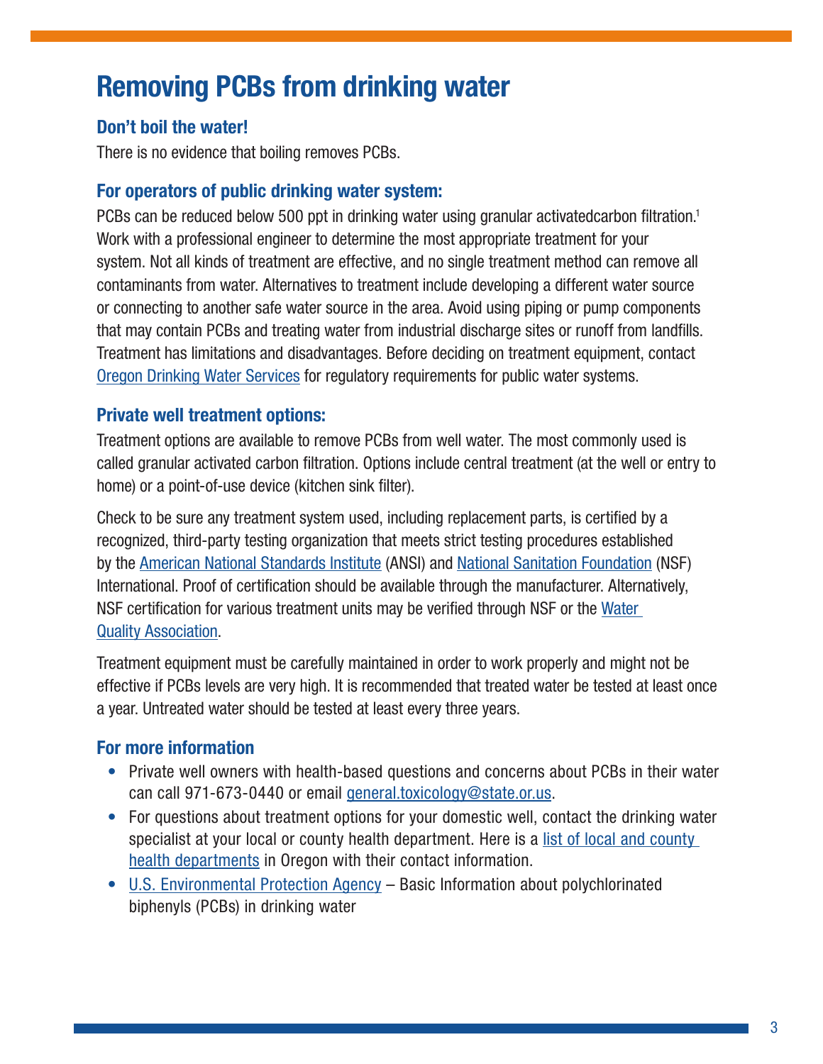# Removing PCBs from drinking water

### Don't boil the water!

There is no evidence that boiling removes PCBs.

### For operators of public drinking water system:

PCBs can be reduced below 500 ppt in drinking water using granular activatedcarbon filtration.[1] Work with a professional engineer to determine the most appropriate treatment for your system. Not all kinds of treatment are effective, and no single treatment method can remove all contaminants from water. Alternatives to treatment include developing a different water source or connecting to another safe water source in the area. Avoid using piping or pump components that may contain PCBs and treating water from industrial discharge sites or runoff from landfills. Treatment has limitations and disadvantages. Before deciding on treatment equipment, contact Oregon Drinking Water Services for regulatory requirements for public water systems.

### Private well treatment options:

Treatment options are available to remove PCBs from well water. The most commonly used is called granular activated carbon filtration. Options include central treatment (at the well or entry to home) or a point-of-use device (kitchen sink filter).

Check to be sure any treatment system used, including replacement parts, is certified by a recognized, third-party testing organization that meets strict testing procedures established by the American National Standards Institute (ANSI) and National Sanitation Foundation (NSF) International. Proof of certification should be available through the manufacturer. Alternatively, NSF certification for various treatment units may be verified through NSF or the Water Quality Association.

Treatment equipment must be carefully maintained in order to work properly and might not be effective if PCBs levels are very high. It is recommended that treated water be tested at least once a year. Untreated water should be tested at least every three years.

### For more information

- Private well owners with health-based questions and concerns about PCBs in their water can call 971-673-0440 or email general.toxicology@state.or.us.
- For questions about treatment options for your domestic well, contact the drinking water specialist at your local or county health department. Here is a list of local and county health departments in Oregon with their contact information.
- U.S. Environmental Protection Agency – Basic Information about polychlorinated biphenyls (PCBs) in drinking water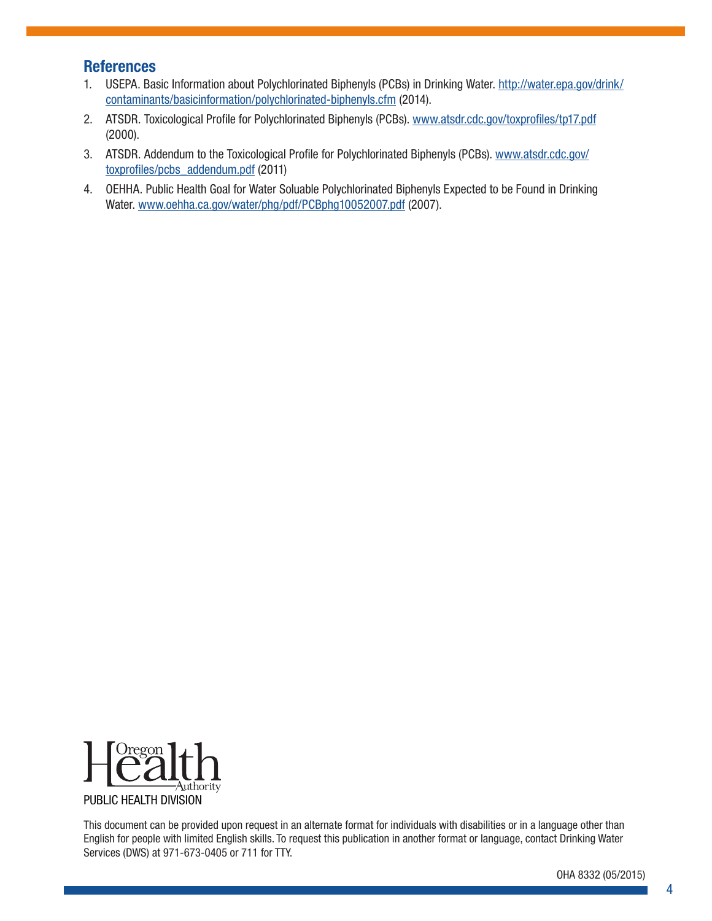## References

1. USEPA. Basic Information about Polychlorinated Biphenyls (PCBs) in Drinking Water. http://water.epa.gov/drink/contaminants/basicinformation/polychlorinated-biphenyls.cfm (2014).
2. ATSDR. Toxicological Profile for Polychlorinated Biphenyls (PCBs). www.atsdr.cdc.gov/toxprofiles/tp17.pdf (2000).
3. ATSDR. Addendum to the Toxicological Profile for Polychlorinated Biphenyls (PCBs). www.atsdr.cdc.gov/toxprofiles/pcbs_addendum.pdf (2011)
4. OEHHA. Public Health Goal for Water Soluable Polychlorinated Biphenyls Expected to be Found in Drinking Water. www.oehha.ca.gov/water/phg/pdf/PCBphg10052007.pdf (2007).

Oregon Health Authority

PUBLIC HEALTH DIVISION

This document can be provided upon request in an alternate format for individuals with disabilities or in a language other than English for people with limited English skills. To request this publication in another format or language, contact Drinking Water Services (DWS) at 971-673-0405 or 711 for TTY.

OHA 8332 (05/2015)